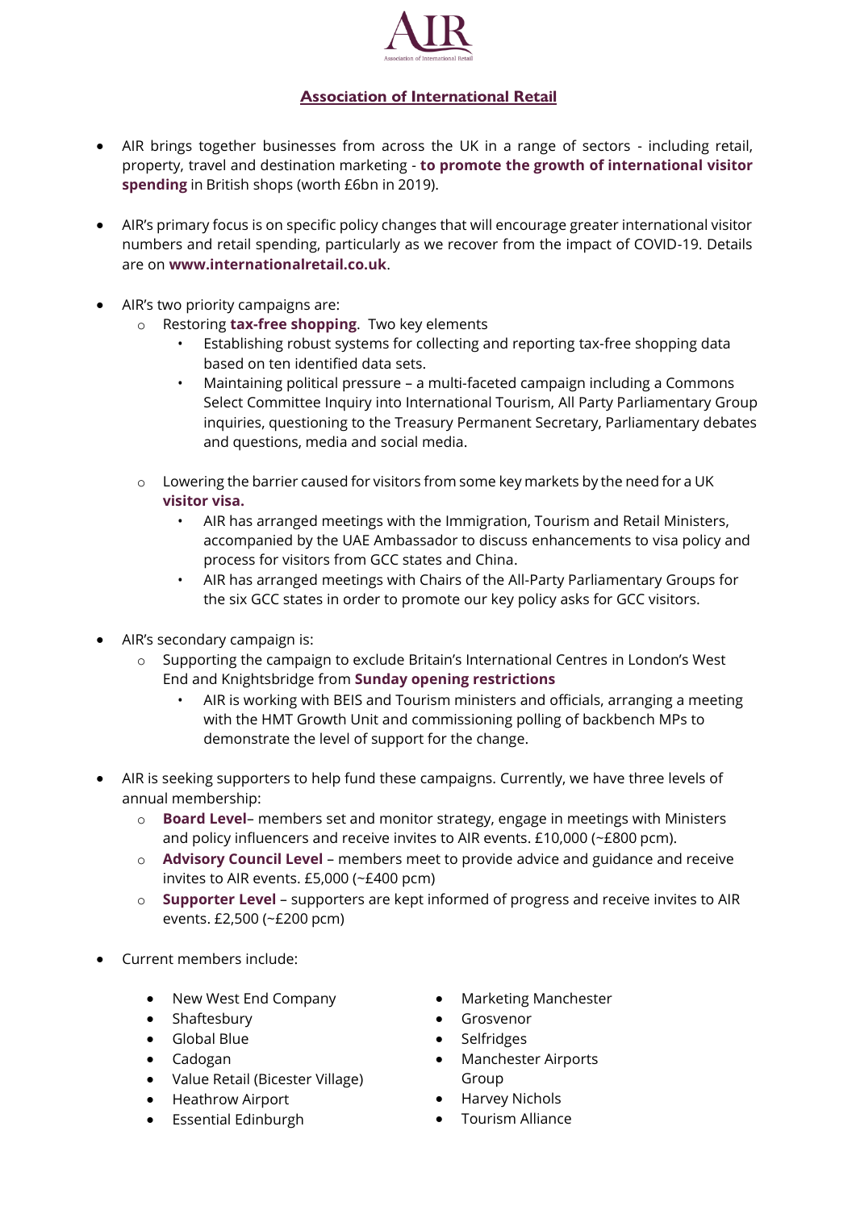# AIR

Association of International Retail

## Association of International Retail

- AIR brings together businesses from across the UK in a range of sectors - including retail, property, travel and destination marketing - **to promote the growth of international visitor spending** in British shops (worth £6bn in 2019).
- AIR's primary focus is on specific policy changes that will encourage greater international visitor numbers and retail spending, particularly as we recover from the impact of COVID-19. Details are on **www.internationalretail.co.uk**.
- AIR's two priority campaigns are:
  - Restoring **tax-free shopping**. Two key elements
    - Establishing robust systems for collecting and reporting tax-free shopping data based on ten identified data sets.
    - Maintaining political pressure – a multi-faceted campaign including a Commons Select Committee Inquiry into International Tourism, All Party Parliamentary Group inquiries, questioning to the Treasury Permanent Secretary, Parliamentary debates and questions, media and social media.
  - Lowering the barrier caused for visitors from some key markets by the need for a UK **visitor visa.**
    - AIR has arranged meetings with the Immigration, Tourism and Retail Ministers, accompanied by the UAE Ambassador to discuss enhancements to visa policy and process for visitors from GCC states and China.
    - AIR has arranged meetings with Chairs of the All-Party Parliamentary Groups for the six GCC states in order to promote our key policy asks for GCC visitors.
- AIR's secondary campaign is:
  - Supporting the campaign to exclude Britain's International Centres in London's West End and Knightsbridge from **Sunday opening restrictions**
    - AIR is working with BEIS and Tourism ministers and officials, arranging a meeting with the HMT Growth Unit and commissioning polling of backbench MPs to demonstrate the level of support for the change.
- AIR is seeking supporters to help fund these campaigns. Currently, we have three levels of annual membership:
  - **Board Level**– members set and monitor strategy, engage in meetings with Ministers and policy influencers and receive invites to AIR events. £10,000 (~£800 pcm).
  - **Advisory Council Level** – members meet to provide advice and guidance and receive invites to AIR events. £5,000 (~£400 pcm)
  - **Supporter Level** – supporters are kept informed of progress and receive invites to AIR events. £2,500 (~£200 pcm)
- Current members include:
  - New West End Company
  - Shaftesbury
  - Global Blue
  - Cadogan
  - Value Retail (Bicester Village)
  - Heathrow Airport
  - Essential Edinburgh
  - Marketing Manchester
  - Grosvenor
  - Selfridges
  - Manchester Airports Group
  - Harvey Nichols
  - Tourism Alliance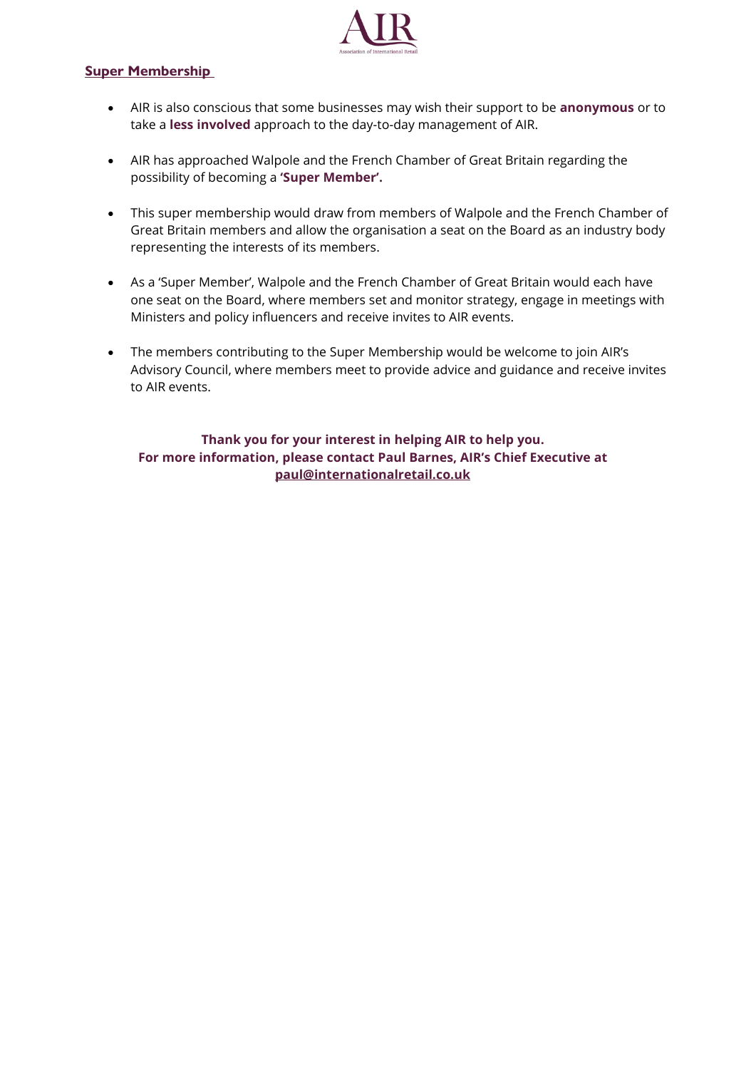## Super Membership

- AIR is also conscious that some businesses may wish their support to be **anonymous** or to take a **less involved** approach to the day-to-day management of AIR.
- AIR has approached Walpole and the French Chamber of Great Britain regarding the possibility of becoming a **'Super Member'.**
- This super membership would draw from members of Walpole and the French Chamber of Great Britain members and allow the organisation a seat on the Board as an industry body representing the interests of its members.
- As a 'Super Member', Walpole and the French Chamber of Great Britain would each have one seat on the Board, where members set and monitor strategy, engage in meetings with Ministers and policy influencers and receive invites to AIR events.
- The members contributing to the Super Membership would be welcome to join AIR's Advisory Council, where members meet to provide advice and guidance and receive invites to AIR events.

**Thank you for your interest in helping AIR to help you.**
**For more information, please contact Paul Barnes, AIR's Chief Executive at paul@internationalretail.co.uk**